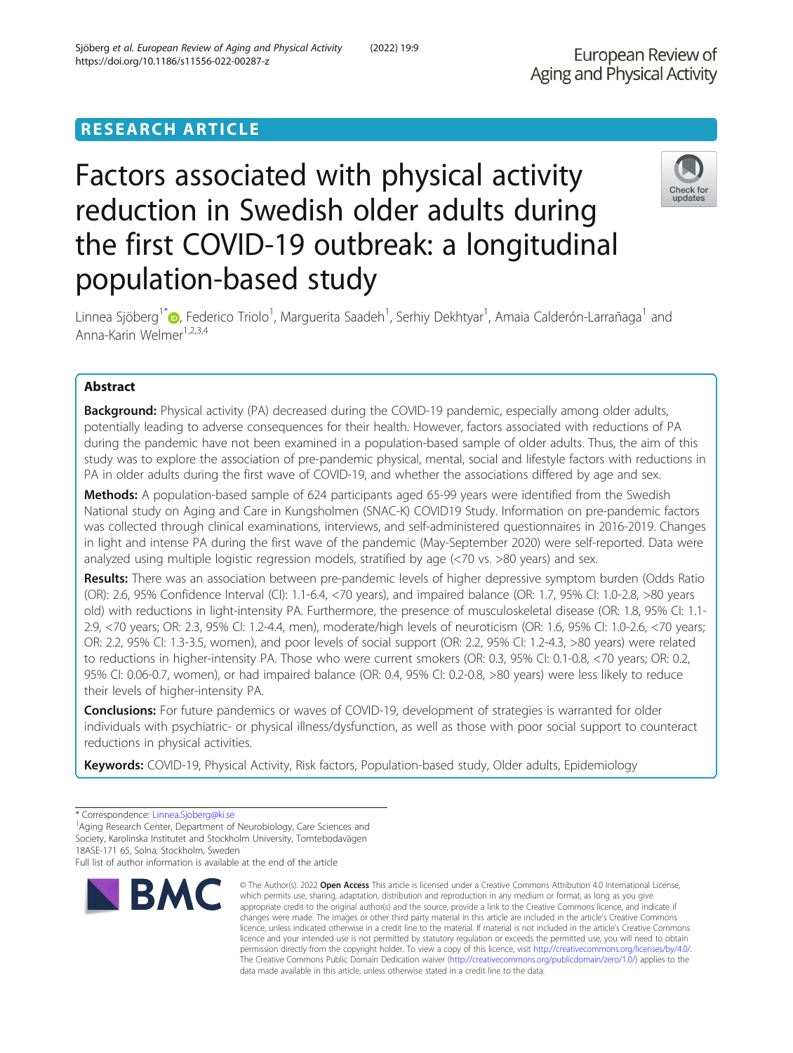RESEARCH ARTICLE

# Factors associated with physical activity reduction in Swedish older adults during the first COVID-19 outbreak: a longitudinal population-based study

Linnea Sjöberg[1*], Federico Triolo[1], Marguerita Saadeh[1], Serhiy Dekhtyar[1], Amaia Calderón-Larrañaga[1] and Anna-Karin Welmer[1,2,3,4]

## Abstract

**Background:** Physical activity (PA) decreased during the COVID-19 pandemic, especially among older adults, potentially leading to adverse consequences for their health. However, factors associated with reductions of PA during the pandemic have not been examined in a population-based sample of older adults. Thus, the aim of this study was to explore the association of pre-pandemic physical, mental, social and lifestyle factors with reductions in PA in older adults during the first wave of COVID-19, and whether the associations differed by age and sex.

**Methods:** A population-based sample of 624 participants aged 65-99 years were identified from the Swedish National study on Aging and Care in Kungsholmen (SNAC-K) COVID19 Study. Information on pre-pandemic factors was collected through clinical examinations, interviews, and self-administered questionnaires in 2016-2019. Changes in light and intense PA during the first wave of the pandemic (May-September 2020) were self-reported. Data were analyzed using multiple logistic regression models, stratified by age (<70 vs. >80 years) and sex.

**Results:** There was an association between pre-pandemic levels of higher depressive symptom burden (Odds Ratio (OR): 2.6, 95% Confidence Interval (CI): 1.1-6.4, <70 years), and impaired balance (OR: 1.7, 95% CI: 1.0-2.8, >80 years old) with reductions in light-intensity PA. Furthermore, the presence of musculoskeletal disease (OR: 1.8, 95% CI: 1.1-2.9, <70 years; OR: 2.3, 95% CI: 1.2-4.4, men), moderate/high levels of neuroticism (OR: 1.6, 95% CI: 1.0-2.6, <70 years; OR: 2.2, 95% CI: 1.3-3.5, women), and poor levels of social support (OR: 2.2, 95% CI: 1.2-4.3, >80 years) were related to reductions in higher-intensity PA. Those who were current smokers (OR: 0.3, 95% CI: 0.1-0.8, <70 years; OR: 0.2, 95% CI: 0.06-0.7, women), or had impaired balance (OR: 0.4, 95% CI: 0.2-0.8, >80 years) were less likely to reduce their levels of higher-intensity PA.

**Conclusions:** For future pandemics or waves of COVID-19, development of strategies is warranted for older individuals with psychiatric- or physical illness/dysfunction, as well as those with poor social support to counteract reductions in physical activities.

**Keywords:** COVID-19, Physical Activity, Risk factors, Population-based study, Older adults, Epidemiology

\* Correspondence: Linnea.Sjoberg@ki.se

[1]Aging Research Center, Department of Neurobiology, Care Sciences and Society, Karolinska Institutet and Stockholm University, Tomtebodavägen 18ASE-171 65, Solna, Stockholm, Sweden

Full list of author information is available at the end of the article

© The Author(s). 2022 **Open Access** This article is licensed under a Creative Commons Attribution 4.0 International License, which permits use, sharing, adaptation, distribution and reproduction in any medium or format, as long as you give appropriate credit to the original author(s) and the source, provide a link to the Creative Commons licence, and indicate if changes were made. The images or other third party material in this article are included in the article's Creative Commons licence, unless indicated otherwise in a credit line to the material. If material is not included in the article's Creative Commons licence and your intended use is not permitted by statutory regulation or exceeds the permitted use, you will need to obtain permission directly from the copyright holder. To view a copy of this licence, visit http://creativecommons.org/licenses/by/4.0/. The Creative Commons Public Domain Dedication waiver (http://creativecommons.org/publicdomain/zero/1.0/) applies to the data made available in this article, unless otherwise stated in a credit line to the data.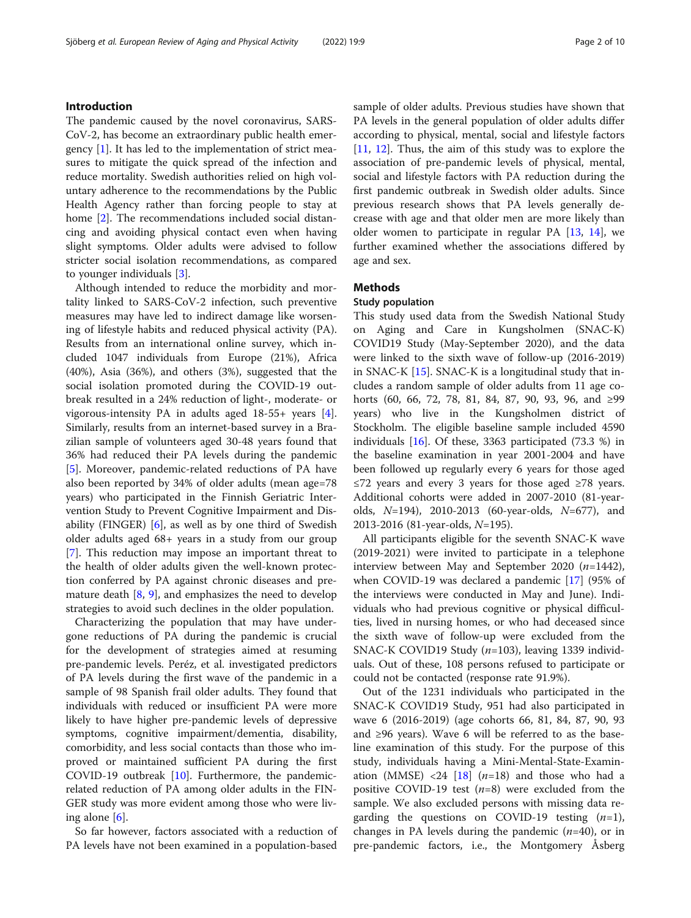## Introduction

The pandemic caused by the novel coronavirus, SARS-CoV-2, has become an extraordinary public health emergency [1]. It has led to the implementation of strict measures to mitigate the quick spread of the infection and reduce mortality. Swedish authorities relied on high voluntary adherence to the recommendations by the Public Health Agency rather than forcing people to stay at home [2]. The recommendations included social distancing and avoiding physical contact even when having slight symptoms. Older adults were advised to follow stricter social isolation recommendations, as compared to younger individuals [3].

Although intended to reduce the morbidity and mortality linked to SARS-CoV-2 infection, such preventive measures may have led to indirect damage like worsening of lifestyle habits and reduced physical activity (PA). Results from an international online survey, which included 1047 individuals from Europe (21%), Africa (40%), Asia (36%), and others (3%), suggested that the social isolation promoted during the COVID-19 outbreak resulted in a 24% reduction of light-, moderate- or vigorous-intensity PA in adults aged 18-55+ years [4]. Similarly, results from an internet-based survey in a Brazilian sample of volunteers aged 30-48 years found that 36% had reduced their PA levels during the pandemic [5]. Moreover, pandemic-related reductions of PA have also been reported by 34% of older adults (mean age=78 years) who participated in the Finnish Geriatric Intervention Study to Prevent Cognitive Impairment and Disability (FINGER) [6], as well as by one third of Swedish older adults aged 68+ years in a study from our group [7]. This reduction may impose an important threat to the health of older adults given the well-known protection conferred by PA against chronic diseases and premature death [8, 9], and emphasizes the need to develop strategies to avoid such declines in the older population.

Characterizing the population that may have undergone reductions of PA during the pandemic is crucial for the development of strategies aimed at resuming pre-pandemic levels. Peréz, et al. investigated predictors of PA levels during the first wave of the pandemic in a sample of 98 Spanish frail older adults. They found that individuals with reduced or insufficient PA were more likely to have higher pre-pandemic levels of depressive symptoms, cognitive impairment/dementia, disability, comorbidity, and less social contacts than those who improved or maintained sufficient PA during the first COVID-19 outbreak [10]. Furthermore, the pandemic-related reduction of PA among older adults in the FINGER study was more evident among those who were living alone [6].

So far however, factors associated with a reduction of PA levels have not been examined in a population-based sample of older adults. Previous studies have shown that PA levels in the general population of older adults differ according to physical, mental, social and lifestyle factors [11, 12]. Thus, the aim of this study was to explore the association of pre-pandemic levels of physical, mental, social and lifestyle factors with PA reduction during the first pandemic outbreak in Swedish older adults. Since previous research shows that PA levels generally decrease with age and that older men are more likely than older women to participate in regular PA [13, 14], we further examined whether the associations differed by age and sex.

## Methods

### Study population

This study used data from the Swedish National Study on Aging and Care in Kungsholmen (SNAC-K) COVID19 Study (May-September 2020), and the data were linked to the sixth wave of follow-up (2016-2019) in SNAC-K [15]. SNAC-K is a longitudinal study that includes a random sample of older adults from 11 age cohorts (60, 66, 72, 78, 81, 84, 87, 90, 93, 96, and ≥99 years) who live in the Kungsholmen district of Stockholm. The eligible baseline sample included 4590 individuals [16]. Of these, 3363 participated (73.3 %) in the baseline examination in year 2001-2004 and have been followed up regularly every 6 years for those aged ≤72 years and every 3 years for those aged ≥78 years. Additional cohorts were added in 2007-2010 (81-year-olds, *N*=194), 2010-2013 (60-year-olds, *N*=677), and 2013-2016 (81-year-olds, *N*=195).

All participants eligible for the seventh SNAC-K wave (2019-2021) were invited to participate in a telephone interview between May and September 2020 (*n*=1442), when COVID-19 was declared a pandemic [17] (95% of the interviews were conducted in May and June). Individuals who had previous cognitive or physical difficulties, lived in nursing homes, or who had deceased since the sixth wave of follow-up were excluded from the SNAC-K COVID19 Study (*n*=103), leaving 1339 individuals. Out of these, 108 persons refused to participate or could not be contacted (response rate 91.9%).

Out of the 1231 individuals who participated in the SNAC-K COVID19 Study, 951 had also participated in wave 6 (2016-2019) (age cohorts 66, 81, 84, 87, 90, 93 and ≥96 years). Wave 6 will be referred to as the baseline examination of this study. For the purpose of this study, individuals having a Mini-Mental-State-Examination (MMSE) <24 [18] (*n*=18) and those who had a positive COVID-19 test (*n*=8) were excluded from the sample. We also excluded persons with missing data regarding the questions on COVID-19 testing (*n*=1), changes in PA levels during the pandemic (*n*=40), or in pre-pandemic factors, i.e., the Montgomery Åsberg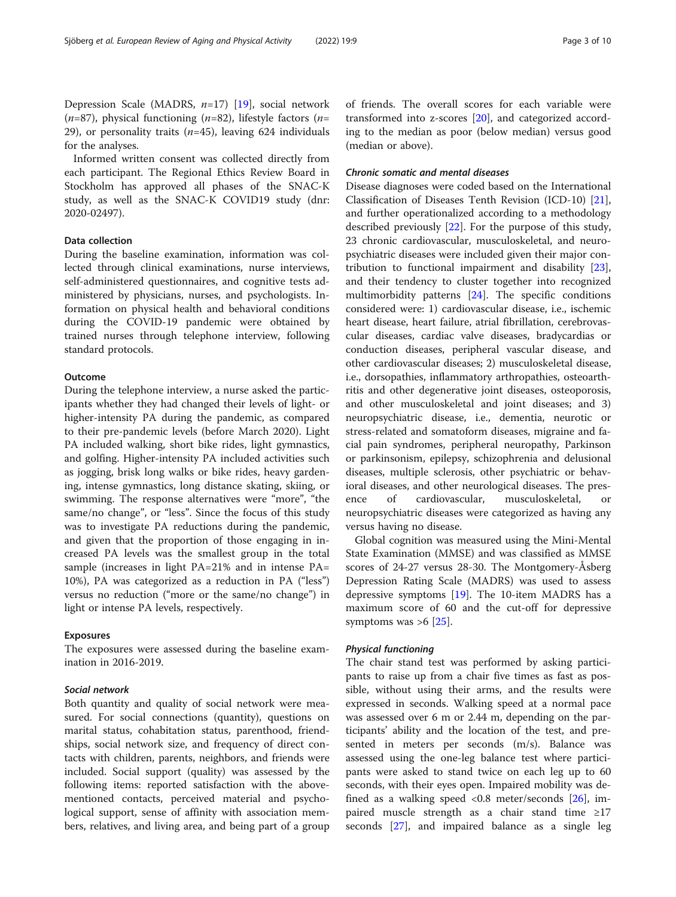Depression Scale (MADRS, $n$=17) [19], social network ($n$=87), physical functioning ($n$=82), lifestyle factors ($n$=29), or personality traits ($n$=45), leaving 624 individuals for the analyses.

Informed written consent was collected directly from each participant. The Regional Ethics Review Board in Stockholm has approved all phases of the SNAC-K study, as well as the SNAC-K COVID19 study (dnr: 2020-02497).

### Data collection

During the baseline examination, information was collected through clinical examinations, nurse interviews, self-administered questionnaires, and cognitive tests administered by physicians, nurses, and psychologists. Information on physical health and behavioral conditions during the COVID-19 pandemic were obtained by trained nurses through telephone interview, following standard protocols.

### Outcome

During the telephone interview, a nurse asked the participants whether they had changed their levels of light- or higher-intensity PA during the pandemic, as compared to their pre-pandemic levels (before March 2020). Light PA included walking, short bike rides, light gymnastics, and golfing. Higher-intensity PA included activities such as jogging, brisk long walks or bike rides, heavy gardening, intense gymnastics, long distance skating, skiing, or swimming. The response alternatives were "more", "the same/no change", or "less". Since the focus of this study was to investigate PA reductions during the pandemic, and given that the proportion of those engaging in increased PA levels was the smallest group in the total sample (increases in light PA=21% and in intense PA=10%), PA was categorized as a reduction in PA ("less") versus no reduction ("more or the same/no change") in light or intense PA levels, respectively.

### Exposures

The exposures were assessed during the baseline examination in 2016-2019.

#### *Social network*

Both quantity and quality of social network were measured. For social connections (quantity), questions on marital status, cohabitation status, parenthood, friendships, social network size, and frequency of direct contacts with children, parents, neighbors, and friends were included. Social support (quality) was assessed by the following items: reported satisfaction with the above-mentioned contacts, perceived material and psychological support, sense of affinity with association members, relatives, and living area, and being part of a group of friends. The overall scores for each variable were transformed into z-scores [20], and categorized according to the median as poor (below median) versus good (median or above).

#### *Chronic somatic and mental diseases*

Disease diagnoses were coded based on the International Classification of Diseases Tenth Revision (ICD-10) [21], and further operationalized according to a methodology described previously [22]. For the purpose of this study, 23 chronic cardiovascular, musculoskeletal, and neuropsychiatric diseases were included given their major contribution to functional impairment and disability [23], and their tendency to cluster together into recognized multimorbidity patterns [24]. The specific conditions considered were: 1) cardiovascular disease, i.e., ischemic heart disease, heart failure, atrial fibrillation, cerebrovascular diseases, cardiac valve diseases, bradycardias or conduction diseases, peripheral vascular disease, and other cardiovascular diseases; 2) musculoskeletal disease, i.e., dorsopathies, inflammatory arthropathies, osteoarthritis and other degenerative joint diseases, osteoporosis, and other musculoskeletal and joint diseases; and 3) neuropsychiatric disease, i.e., dementia, neurotic or stress-related and somatoform diseases, migraine and facial pain syndromes, peripheral neuropathy, Parkinson or parkinsonism, epilepsy, schizophrenia and delusional diseases, multiple sclerosis, other psychiatric or behavioral diseases, and other neurological diseases. The presence of cardiovascular, musculoskeletal, or neuropsychiatric diseases were categorized as having any versus having no disease.

Global cognition was measured using the Mini-Mental State Examination (MMSE) and was classified as MMSE scores of 24-27 versus 28-30. The Montgomery-Åsberg Depression Rating Scale (MADRS) was used to assess depressive symptoms [19]. The 10-item MADRS has a maximum score of 60 and the cut-off for depressive symptoms was >6 [25].

#### *Physical functioning*

The chair stand test was performed by asking participants to raise up from a chair five times as fast as possible, without using their arms, and the results were expressed in seconds. Walking speed at a normal pace was assessed over 6 m or 2.44 m, depending on the participants' ability and the location of the test, and presented in meters per seconds (m/s). Balance was assessed using the one-leg balance test where participants were asked to stand twice on each leg up to 60 seconds, with their eyes open. Impaired mobility was defined as a walking speed <0.8 meter/seconds [26], impaired muscle strength as a chair stand time ≥17 seconds [27], and impaired balance as a single leg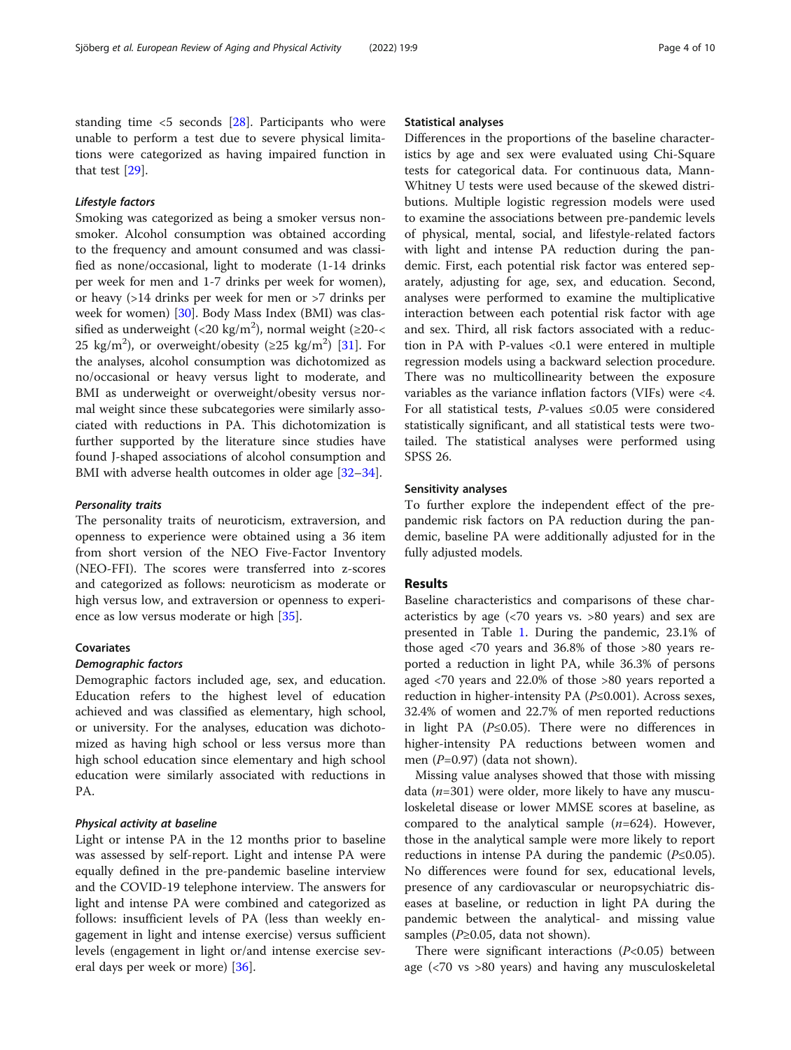standing time <5 seconds [28]. Participants who were unable to perform a test due to severe physical limitations were categorized as having impaired function in that test [29].

#### *Lifestyle factors*

Smoking was categorized as being a smoker versus non-smoker. Alcohol consumption was obtained according to the frequency and amount consumed and was classified as none/occasional, light to moderate (1-14 drinks per week for men and 1-7 drinks per week for women), or heavy (>14 drinks per week for men or >7 drinks per week for women) [30]. Body Mass Index (BMI) was classified as underweight (<20 kg/m$^2$), normal weight (≥20-< 25 kg/m$^2$), or overweight/obesity (≥25 kg/m$^2$) [31]. For the analyses, alcohol consumption was dichotomized as no/occasional or heavy versus light to moderate, and BMI as underweight or overweight/obesity versus normal weight since these subcategories were similarly associated with reductions in PA. This dichotomization is further supported by the literature since studies have found J-shaped associations of alcohol consumption and BMI with adverse health outcomes in older age [32–34].

#### *Personality traits*

The personality traits of neuroticism, extraversion, and openness to experience were obtained using a 36 item from short version of the NEO Five-Factor Inventory (NEO-FFI). The scores were transferred into z-scores and categorized as follows: neuroticism as moderate or high versus low, and extraversion or openness to experience as low versus moderate or high [35].

### Covariates

#### *Demographic factors*

Demographic factors included age, sex, and education. Education refers to the highest level of education achieved and was classified as elementary, high school, or university. For the analyses, education was dichotomized as having high school or less versus more than high school education since elementary and high school education were similarly associated with reductions in PA.

#### *Physical activity at baseline*

Light or intense PA in the 12 months prior to baseline was assessed by self-report. Light and intense PA were equally defined in the pre-pandemic baseline interview and the COVID-19 telephone interview. The answers for light and intense PA were combined and categorized as follows: insufficient levels of PA (less than weekly engagement in light and intense exercise) versus sufficient levels (engagement in light or/and intense exercise several days per week or more) [36].

### Statistical analyses

Differences in the proportions of the baseline characteristics by age and sex were evaluated using Chi-Square tests for categorical data. For continuous data, Mann-Whitney U tests were used because of the skewed distributions. Multiple logistic regression models were used to examine the associations between pre-pandemic levels of physical, mental, social, and lifestyle-related factors with light and intense PA reduction during the pandemic. First, each potential risk factor was entered separately, adjusting for age, sex, and education. Second, analyses were performed to examine the multiplicative interaction between each potential risk factor with age and sex. Third, all risk factors associated with a reduction in PA with P-values <0.1 were entered in multiple regression models using a backward selection procedure. There was no multicollinearity between the exposure variables as the variance inflation factors (VIFs) were <4. For all statistical tests, *P*-values ≤0.05 were considered statistically significant, and all statistical tests were two-tailed. The statistical analyses were performed using SPSS 26.

### Sensitivity analyses

To further explore the independent effect of the pre-pandemic risk factors on PA reduction during the pandemic, baseline PA were additionally adjusted for in the fully adjusted models.

## Results

Baseline characteristics and comparisons of these characteristics by age (<70 years vs. >80 years) and sex are presented in Table 1. During the pandemic, 23.1% of those aged <70 years and 36.8% of those >80 years reported a reduction in light PA, while 36.3% of persons aged <70 years and 22.0% of those >80 years reported a reduction in higher-intensity PA (*P*≤0.001). Across sexes, 32.4% of women and 22.7% of men reported reductions in light PA (*P*≤0.05). There were no differences in higher-intensity PA reductions between women and men (*P*=0.97) (data not shown).

Missing value analyses showed that those with missing data (*n*=301) were older, more likely to have any musculoskeletal disease or lower MMSE scores at baseline, as compared to the analytical sample (*n*=624). However, those in the analytical sample were more likely to report reductions in intense PA during the pandemic (*P*≤0.05). No differences were found for sex, educational levels, presence of any cardiovascular or neuropsychiatric diseases at baseline, or reduction in light PA during the pandemic between the analytical- and missing value samples (*P*≥0.05, data not shown).

There were significant interactions (*P*<0.05) between age (<70 vs >80 years) and having any musculoskeletal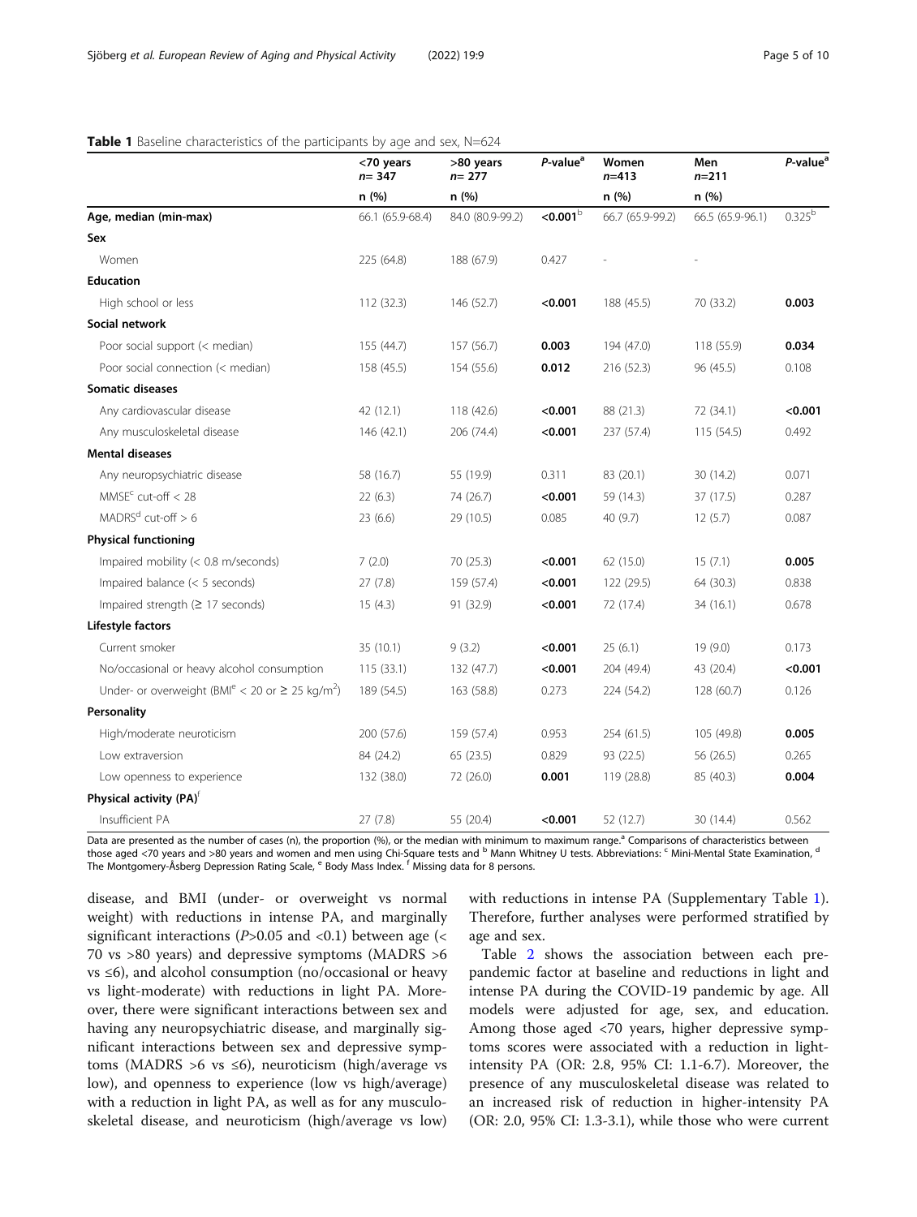**Table 1** Baseline characteristics of the participants by age and sex, N=624

| | <70 years $n$= 347 | >80 years $n$= 277 | $P$-value[a] | Women $n$=413 | Men $n$=211 | $P$-value[a] |
|---|---|---|---|---|---|---|
| | n (%) | n (%) | | n (%) | n (%) | |
| **Age, median (min-max)** | 66.1 (65.9-68.4) | 84.0 (80.9-99.2) | **<0.001**[b] | 66.7 (65.9-99.2) | 66.5 (65.9-96.1) | 0.325[b] |
| **Sex** | | | | | | |
| Women | 225 (64.8) | 188 (67.9) | 0.427 | - | - | |
| **Education** | | | | | | |
| High school or less | 112 (32.3) | 146 (52.7) | **<0.001** | 188 (45.5) | 70 (33.2) | **0.003** |
| **Social network** | | | | | | |
| Poor social support (< median) | 155 (44.7) | 157 (56.7) | **0.003** | 194 (47.0) | 118 (55.9) | **0.034** |
| Poor social connection (< median) | 158 (45.5) | 154 (55.6) | **0.012** | 216 (52.3) | 96 (45.5) | 0.108 |
| **Somatic diseases** | | | | | | |
| Any cardiovascular disease | 42 (12.1) | 118 (42.6) | **<0.001** | 88 (21.3) | 72 (34.1) | **<0.001** |
| Any musculoskeletal disease | 146 (42.1) | 206 (74.4) | **<0.001** | 237 (57.4) | 115 (54.5) | 0.492 |
| **Mental diseases** | | | | | | |
| Any neuropsychiatric disease | 58 (16.7) | 55 (19.9) | 0.311 | 83 (20.1) | 30 (14.2) | 0.071 |
| MMSE[c] cut-off < 28 | 22 (6.3) | 74 (26.7) | **<0.001** | 59 (14.3) | 37 (17.5) | 0.287 |
| MADRS[d] cut-off > 6 | 23 (6.6) | 29 (10.5) | 0.085 | 40 (9.7) | 12 (5.7) | 0.087 |
| **Physical functioning** | | | | | | |
| Impaired mobility (< 0.8 m/seconds) | 7 (2.0) | 70 (25.3) | **<0.001** | 62 (15.0) | 15 (7.1) | **0.005** |
| Impaired balance (< 5 seconds) | 27 (7.8) | 159 (57.4) | **<0.001** | 122 (29.5) | 64 (30.3) | 0.838 |
| Impaired strength (≥ 17 seconds) | 15 (4.3) | 91 (32.9) | **<0.001** | 72 (17.4) | 34 (16.1) | 0.678 |
| **Lifestyle factors** | | | | | | |
| Current smoker | 35 (10.1) | 9 (3.2) | **<0.001** | 25 (6.1) | 19 (9.0) | 0.173 |
| No/occasional or heavy alcohol consumption | 115 (33.1) | 132 (47.7) | **<0.001** | 204 (49.4) | 43 (20.4) | **<0.001** |
| Under- or overweight (BMI[e] < 20 or ≥ 25 kg/m$^2$) | 189 (54.5) | 163 (58.8) | 0.273 | 224 (54.2) | 128 (60.7) | 0.126 |
| **Personality** | | | | | | |
| High/moderate neuroticism | 200 (57.6) | 159 (57.4) | 0.953 | 254 (61.5) | 105 (49.8) | **0.005** |
| Low extraversion | 84 (24.2) | 65 (23.5) | 0.829 | 93 (22.5) | 56 (26.5) | 0.265 |
| Low openness to experience | 132 (38.0) | 72 (26.0) | **0.001** | 119 (28.8) | 85 (40.3) | **0.004** |
| **Physical activity (PA)**[f] | | | | | | |
| Insufficient PA | 27 (7.8) | 55 (20.4) | **<0.001** | 52 (12.7) | 30 (14.4) | 0.562 |

Data are presented as the number of cases (n), the proportion (%), or the median with minimum to maximum range.[a] Comparisons of characteristics between those aged <70 years and >80 years and women and men using Chi-Square tests and [b] Mann Whitney U tests. Abbreviations: [c] Mini-Mental State Examination, [d] The Montgomery-Åsberg Depression Rating Scale, [e] Body Mass Index. [f] Missing data for 8 persons.

disease, and BMI (under- or overweight vs normal weight) with reductions in intense PA, and marginally significant interactions ($P$>0.05 and <0.1) between age (< 70 vs >80 years) and depressive symptoms (MADRS >6 vs ≤6), and alcohol consumption (no/occasional or heavy vs light-moderate) with reductions in light PA. Moreover, there were significant interactions between sex and having any neuropsychiatric disease, and marginally significant interactions between sex and depressive symptoms (MADRS >6 vs ≤6), neuroticism (high/average vs low), and openness to experience (low vs high/average) with a reduction in light PA, as well as for any musculoskeletal disease, and neuroticism (high/average vs low) with reductions in intense PA (Supplementary Table 1). Therefore, further analyses were performed stratified by age and sex.

Table 2 shows the association between each pre-pandemic factor at baseline and reductions in light and intense PA during the COVID-19 pandemic by age. All models were adjusted for age, sex, and education. Among those aged <70 years, higher depressive symptoms scores were associated with a reduction in light-intensity PA (OR: 2.8, 95% CI: 1.1-6.7). Moreover, the presence of any musculoskeletal disease was related to an increased risk of reduction in higher-intensity PA (OR: 2.0, 95% CI: 1.3-3.1), while those who were current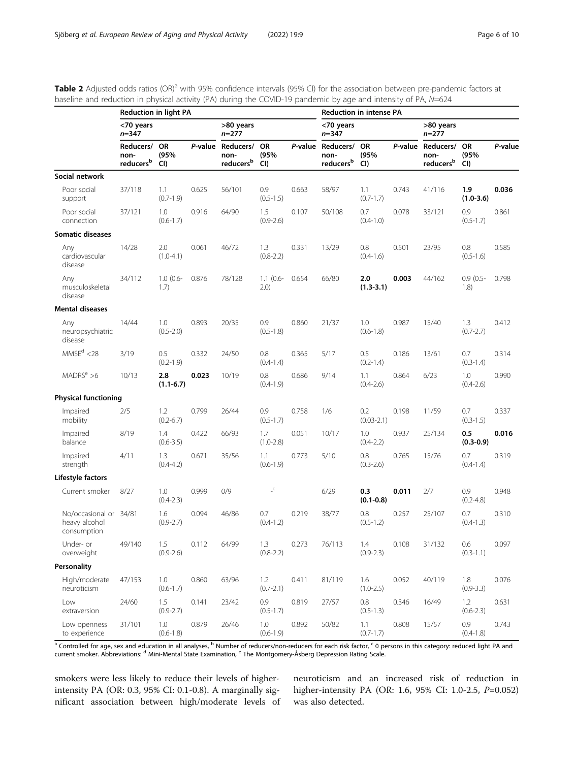**Table 2** Adjusted odds ratios (OR)[a] with 95% confidence intervals (95% CI) for the association between pre-pandemic factors at baseline and reduction in physical activity (PA) during the COVID-19 pandemic by age and intensity of PA, N=624

| | Reduction in light PA | | | | | | Reduction in intense PA | | | | | |
|---|---|---|---|---|---|---|---|---|---|---|---|---|
| | <70 years n=347 | | | >80 years n=277 | | | <70 years n=347 | | | >80 years n=277 | | |
| | Reducers/ non-reducers[b] | OR (95% CI) | *P*-value | Reducers/ non-reducers[b] | OR (95% CI) | *P*-value | Reducers/ non-reducers[b] | OR (95% CI) | *P*-value | Reducers/ non-reducers[b] | OR (95% CI) | *P*-value |
| **Social network** | | | | | | | | | | | | |
| Poor social support | 37/118 | 1.1 (0.7-1.9) | 0.625 | 56/101 | 0.9 (0.5-1.5) | 0.663 | 58/97 | 1.1 (0.7-1.7) | 0.743 | 41/116 | **1.9 (1.0-3.6)** | **0.036** |
| Poor social connection | 37/121 | 1.0 (0.6-1.7) | 0.916 | 64/90 | 1.5 (0.9-2.6) | 0.107 | 50/108 | 0.7 (0.4-1.0) | 0.078 | 33/121 | 0.9 (0.5-1.7) | 0.861 |
| **Somatic diseases** | | | | | | | | | | | | |
| Any cardiovascular disease | 14/28 | 2.0 (1.0-4.1) | 0.061 | 46/72 | 1.3 (0.8-2.2) | 0.331 | 13/29 | 0.8 (0.4-1.6) | 0.501 | 23/95 | 0.8 (0.5-1.6) | 0.585 |
| Any musculoskeletal disease | 34/112 | 1.0 (0.6-1.7) | 0.876 | 78/128 | 1.1 (0.6-2.0) | 0.654 | 66/80 | **2.0 (1.3-3.1)** | **0.003** | 44/162 | 0.9 (0.5-1.8) | 0.798 |
| **Mental diseases** | | | | | | | | | | | | |
| Any neuropsychiatric disease | 14/44 | 1.0 (0.5-2.0) | 0.893 | 20/35 | 0.9 (0.5-1.8) | 0.860 | 21/37 | 1.0 (0.6-1.8) | 0.987 | 15/40 | 1.3 (0.7-2.7) | 0.412 |
| MMSE[d] <28 | 3/19 | 0.5 (0.2-1.9) | 0.332 | 24/50 | 0.8 (0.4-1.4) | 0.365 | 5/17 | 0.5 (0.2-1.4) | 0.186 | 13/61 | 0.7 (0.3-1.4) | 0.314 |
| MADRS[e] >6 | 10/13 | **2.8 (1.1-6.7)** | **0.023** | 10/19 | 0.8 (0.4-1.9) | 0.686 | 9/14 | 1.1 (0.4-2.6) | 0.864 | 6/23 | 1.0 (0.4-2.6) | 0.990 |
| **Physical functioning** | | | | | | | | | | | | |
| Impaired mobility | 2/5 | 1.2 (0.2-6.7) | 0.799 | 26/44 | 0.9 (0.5-1.7) | 0.758 | 1/6 | 0.2 (0.03-2.1) | 0.198 | 11/59 | 0.7 (0.3-1.5) | 0.337 |
| Impaired balance | 8/19 | 1.4 (0.6-3.5) | 0.422 | 66/93 | 1.7 (1.0-2.8) | 0.051 | 10/17 | 1.0 (0.4-2.2) | 0.937 | 25/134 | **0.5 (0.3-0.9)** | **0.016** |
| Impaired strength | 4/11 | 1.3 (0.4-4.2) | 0.671 | 35/56 | 1.1 (0.6-1.9) | 0.773 | 5/10 | 0.8 (0.3-2.6) | 0.765 | 15/76 | 0.7 (0.4-1.4) | 0.319 |
| **Lifestyle factors** | | | | | | | | | | | | |
| Current smoker | 8/27 | 1.0 (0.4-2.3) | 0.999 | 0/9 | -[c] | | 6/29 | **0.3 (0.1-0.8)** | **0.011** | 2/7 | 0.9 (0.2-4.8) | 0.948 |
| No/occasional or heavy alcohol consumption | 34/81 | 1.6 (0.9-2.7) | 0.094 | 46/86 | 0.7 (0.4-1.2) | 0.219 | 38/77 | 0.8 (0.5-1.2) | 0.257 | 25/107 | 0.7 (0.4-1.3) | 0.310 |
| Under- or overweight | 49/140 | 1.5 (0.9-2.6) | 0.112 | 64/99 | 1.3 (0.8-2.2) | 0.273 | 76/113 | 1.4 (0.9-2.3) | 0.108 | 31/132 | 0.6 (0.3-1.1) | 0.097 |
| **Personality** | | | | | | | | | | | | |
| High/moderate neuroticism | 47/153 | 1.0 (0.6-1.7) | 0.860 | 63/96 | 1.2 (0.7-2.1) | 0.411 | 81/119 | 1.6 (1.0-2.5) | 0.052 | 40/119 | 1.8 (0.9-3.3) | 0.076 |
| Low extraversion | 24/60 | 1.5 (0.9-2.7) | 0.141 | 23/42 | 0.9 (0.5-1.7) | 0.819 | 27/57 | 0.8 (0.5-1.3) | 0.346 | 16/49 | 1.2 (0.6-2.3) | 0.631 |
| Low openness to experience | 31/101 | 1.0 (0.6-1.8) | 0.879 | 26/46 | 1.0 (0.6-1.9) | 0.892 | 50/82 | 1.1 (0.7-1.7) | 0.808 | 15/57 | 0.9 (0.4-1.8) | 0.743 |

[a] Controlled for age, sex and education in all analyses, [b] Number of reducers/non-reducers for each risk factor, [c] 0 persons in this category: reduced light PA and current smoker. Abbreviations: [d] Mini-Mental State Examination, [e] The Montgomery-Åsberg Depression Rating Scale.

smokers were less likely to reduce their levels of higher-intensity PA (OR: 0.3, 95% CI: 0.1-0.8). A marginally significant association between high/moderate levels of neuroticism and an increased risk of reduction in higher-intensity PA (OR: 1.6, 95% CI: 1.0-2.5, *P*=0.052) was also detected.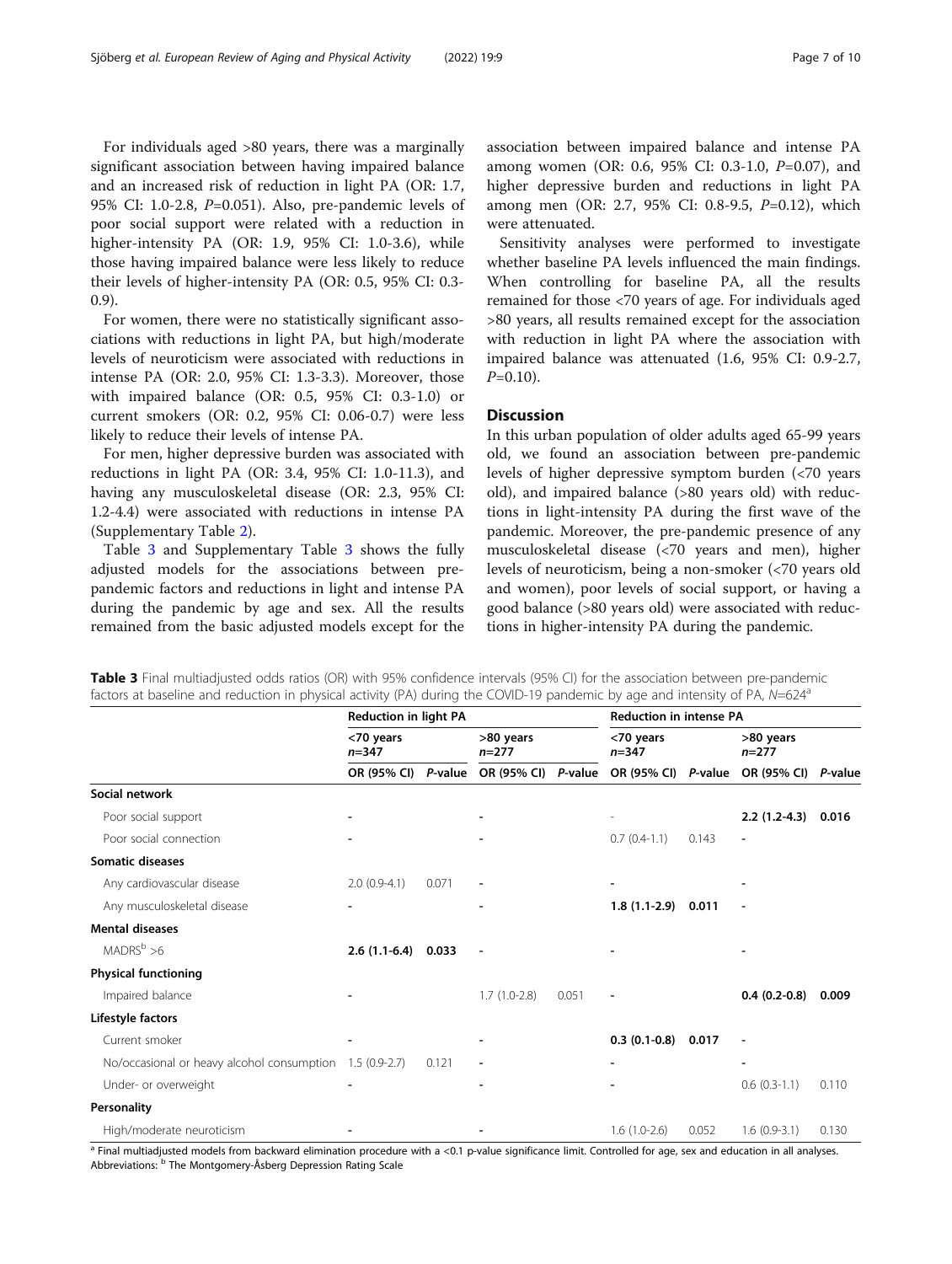For individuals aged >80 years, there was a marginally significant association between having impaired balance and an increased risk of reduction in light PA (OR: 1.7, 95% CI: 1.0-2.8, *P*=0.051). Also, pre-pandemic levels of poor social support were related with a reduction in higher-intensity PA (OR: 1.9, 95% CI: 1.0-3.6), while those having impaired balance were less likely to reduce their levels of higher-intensity PA (OR: 0.5, 95% CI: 0.3-0.9).

For women, there were no statistically significant associations with reductions in light PA, but high/moderate levels of neuroticism were associated with reductions in intense PA (OR: 2.0, 95% CI: 1.3-3.3). Moreover, those with impaired balance (OR: 0.5, 95% CI: 0.3-1.0) or current smokers (OR: 0.2, 95% CI: 0.06-0.7) were less likely to reduce their levels of intense PA.

For men, higher depressive burden was associated with reductions in light PA (OR: 3.4, 95% CI: 1.0-11.3), and having any musculoskeletal disease (OR: 2.3, 95% CI: 1.2-4.4) were associated with reductions in intense PA (Supplementary Table 2).

Table 3 and Supplementary Table 3 shows the fully adjusted models for the associations between pre-pandemic factors and reductions in light and intense PA during the pandemic by age and sex. All the results remained from the basic adjusted models except for the association between impaired balance and intense PA among women (OR: 0.6, 95% CI: 0.3-1.0, *P*=0.07), and higher depressive burden and reductions in light PA among men (OR: 2.7, 95% CI: 0.8-9.5, *P*=0.12), which were attenuated.

Sensitivity analyses were performed to investigate whether baseline PA levels influenced the main findings. When controlling for baseline PA, all the results remained for those <70 years of age. For individuals aged >80 years, all results remained except for the association with reduction in light PA where the association with impaired balance was attenuated (1.6, 95% CI: 0.9-2.7, *P*=0.10).

## Discussion

In this urban population of older adults aged 65-99 years old, we found an association between pre-pandemic levels of higher depressive symptom burden (<70 years old), and impaired balance (>80 years old) with reductions in light-intensity PA during the first wave of the pandemic. Moreover, the pre-pandemic presence of any musculoskeletal disease (<70 years and men), higher levels of neuroticism, being a non-smoker (<70 years old and women), poor levels of social support, or having a good balance (>80 years old) were associated with reductions in higher-intensity PA during the pandemic.

**Table 3** Final multiadjusted odds ratios (OR) with 95% confidence intervals (95% CI) for the association between pre-pandemic factors at baseline and reduction in physical activity (PA) during the COVID-19 pandemic by age and intensity of PA, *N*=624[a]

| | Reduction in light PA | | | | Reduction in intense PA | | | |
|---|---|---|---|---|---|---|---|---|
| | <70 years *n*=347 | | >80 years *n*=277 | | <70 years *n*=347 | | >80 years *n*=277 | |
| | OR (95% CI) | *P*-value | OR (95% CI) | *P*-value | OR (95% CI) | *P*-value | OR (95% CI) | *P*-value |
| **Social network** | | | | | | | | |
| Poor social support | - | | - | | - | | **2.2 (1.2-4.3)** | **0.016** |
| Poor social connection | - | | - | | 0.7 (0.4-1.1) | 0.143 | - | |
| **Somatic diseases** | | | | | | | | |
| Any cardiovascular disease | 2.0 (0.9-4.1) | 0.071 | - | | - | | - | |
| Any musculoskeletal disease | - | | - | | **1.8 (1.1-2.9)** | **0.011** | - | |
| **Mental diseases** | | | | | | | | |
| MADRS[b] >6 | **2.6 (1.1-6.4)** | **0.033** | - | | - | | - | |
| **Physical functioning** | | | | | | | | |
| Impaired balance | - | | 1.7 (1.0-2.8) | 0.051 | - | | **0.4 (0.2-0.8)** | **0.009** |
| **Lifestyle factors** | | | | | | | | |
| Current smoker | - | | - | | **0.3 (0.1-0.8)** | **0.017** | - | |
| No/occasional or heavy alcohol consumption | 1.5 (0.9-2.7) | 0.121 | - | | - | | - | |
| Under- or overweight | - | | - | | - | | 0.6 (0.3-1.1) | 0.110 |
| **Personality** | | | | | | | | |
| High/moderate neuroticism | - | | - | | 1.6 (1.0-2.6) | 0.052 | 1.6 (0.9-3.1) | 0.130 |

[a] Final multiadjusted models from backward elimination procedure with a <0.1 p-value significance limit. Controlled for age, sex and education in all analyses.
Abbreviations: [b] The Montgomery-Åsberg Depression Rating Scale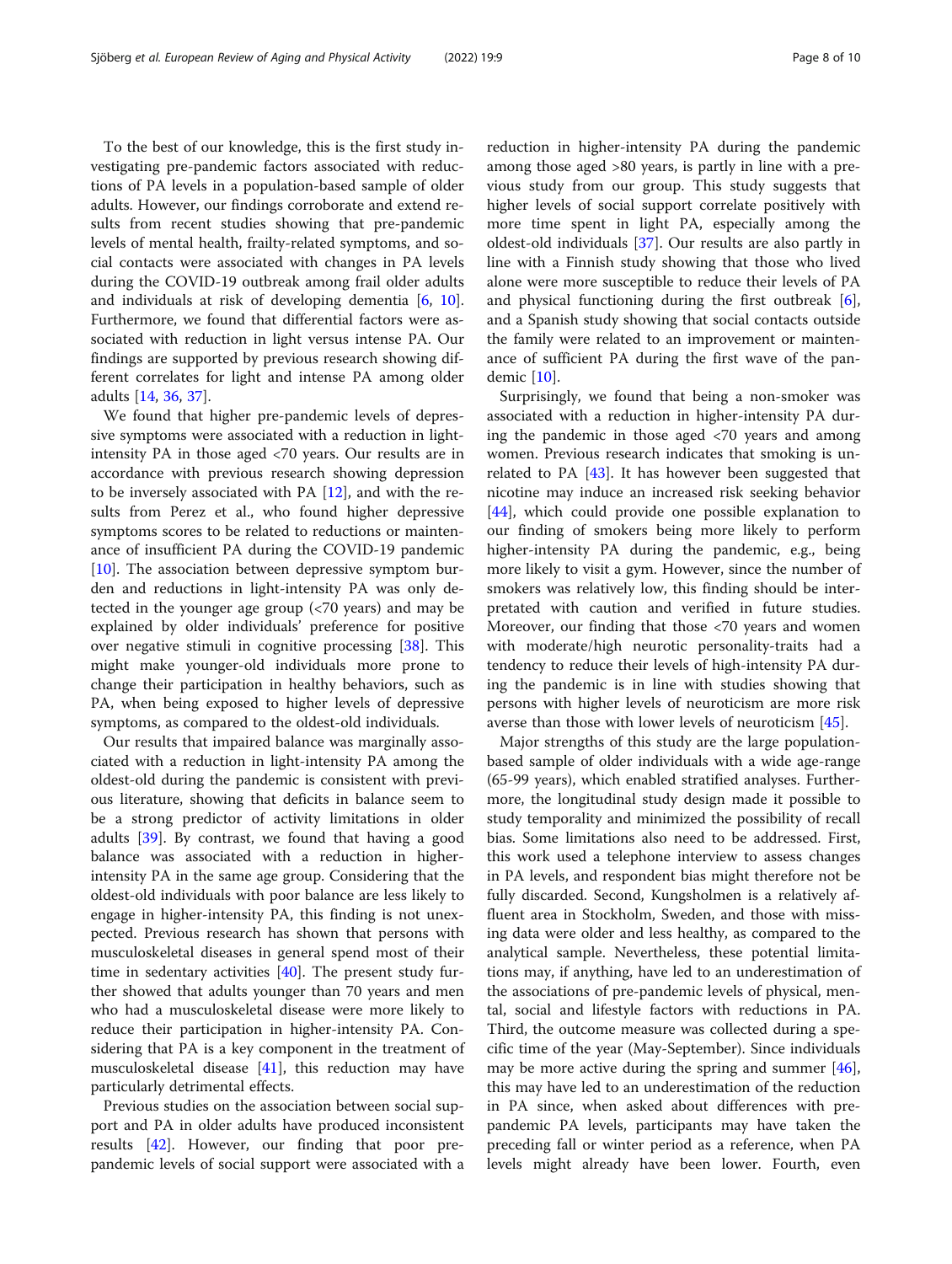To the best of our knowledge, this is the first study investigating pre-pandemic factors associated with reductions of PA levels in a population-based sample of older adults. However, our findings corroborate and extend results from recent studies showing that pre-pandemic levels of mental health, frailty-related symptoms, and social contacts were associated with changes in PA levels during the COVID-19 outbreak among frail older adults and individuals at risk of developing dementia [6, 10]. Furthermore, we found that differential factors were associated with reduction in light versus intense PA. Our findings are supported by previous research showing different correlates for light and intense PA among older adults [14, 36, 37].

We found that higher pre-pandemic levels of depressive symptoms were associated with a reduction in light-intensity PA in those aged <70 years. Our results are in accordance with previous research showing depression to be inversely associated with PA [12], and with the results from Perez et al., who found higher depressive symptoms scores to be related to reductions or maintenance of insufficient PA during the COVID-19 pandemic [10]. The association between depressive symptom burden and reductions in light-intensity PA was only detected in the younger age group (<70 years) and may be explained by older individuals' preference for positive over negative stimuli in cognitive processing [38]. This might make younger-old individuals more prone to change their participation in healthy behaviors, such as PA, when being exposed to higher levels of depressive symptoms, as compared to the oldest-old individuals.

Our results that impaired balance was marginally associated with a reduction in light-intensity PA among the oldest-old during the pandemic is consistent with previous literature, showing that deficits in balance seem to be a strong predictor of activity limitations in older adults [39]. By contrast, we found that having a good balance was associated with a reduction in higher-intensity PA in the same age group. Considering that the oldest-old individuals with poor balance are less likely to engage in higher-intensity PA, this finding is not unexpected. Previous research has shown that persons with musculoskeletal diseases in general spend most of their time in sedentary activities [40]. The present study further showed that adults younger than 70 years and men who had a musculoskeletal disease were more likely to reduce their participation in higher-intensity PA. Considering that PA is a key component in the treatment of musculoskeletal disease [41], this reduction may have particularly detrimental effects.

Previous studies on the association between social support and PA in older adults have produced inconsistent results [42]. However, our finding that poor pre-pandemic levels of social support were associated with a reduction in higher-intensity PA during the pandemic among those aged >80 years, is partly in line with a previous study from our group. This study suggests that higher levels of social support correlate positively with more time spent in light PA, especially among the oldest-old individuals [37]. Our results are also partly in line with a Finnish study showing that those who lived alone were more susceptible to reduce their levels of PA and physical functioning during the first outbreak [6], and a Spanish study showing that social contacts outside the family were related to an improvement or maintenance of sufficient PA during the first wave of the pandemic [10].

Surprisingly, we found that being a non-smoker was associated with a reduction in higher-intensity PA during the pandemic in those aged <70 years and among women. Previous research indicates that smoking is unrelated to PA [43]. It has however been suggested that nicotine may induce an increased risk seeking behavior [44], which could provide one possible explanation to our finding of smokers being more likely to perform higher-intensity PA during the pandemic, e.g., being more likely to visit a gym. However, since the number of smokers was relatively low, this finding should be interpretated with caution and verified in future studies. Moreover, our finding that those <70 years and women with moderate/high neurotic personality-traits had a tendency to reduce their levels of high-intensity PA during the pandemic is in line with studies showing that persons with higher levels of neuroticism are more risk averse than those with lower levels of neuroticism [45].

Major strengths of this study are the large population-based sample of older individuals with a wide age-range (65-99 years), which enabled stratified analyses. Furthermore, the longitudinal study design made it possible to study temporality and minimized the possibility of recall bias. Some limitations also need to be addressed. First, this work used a telephone interview to assess changes in PA levels, and respondent bias might therefore not be fully discarded. Second, Kungsholmen is a relatively affluent area in Stockholm, Sweden, and those with missing data were older and less healthy, as compared to the analytical sample. Nevertheless, these potential limitations may, if anything, have led to an underestimation of the associations of pre-pandemic levels of physical, mental, social and lifestyle factors with reductions in PA. Third, the outcome measure was collected during a specific time of the year (May-September). Since individuals may be more active during the spring and summer [46], this may have led to an underestimation of the reduction in PA since, when asked about differences with pre-pandemic PA levels, participants may have taken the preceding fall or winter period as a reference, when PA levels might already have been lower. Fourth, even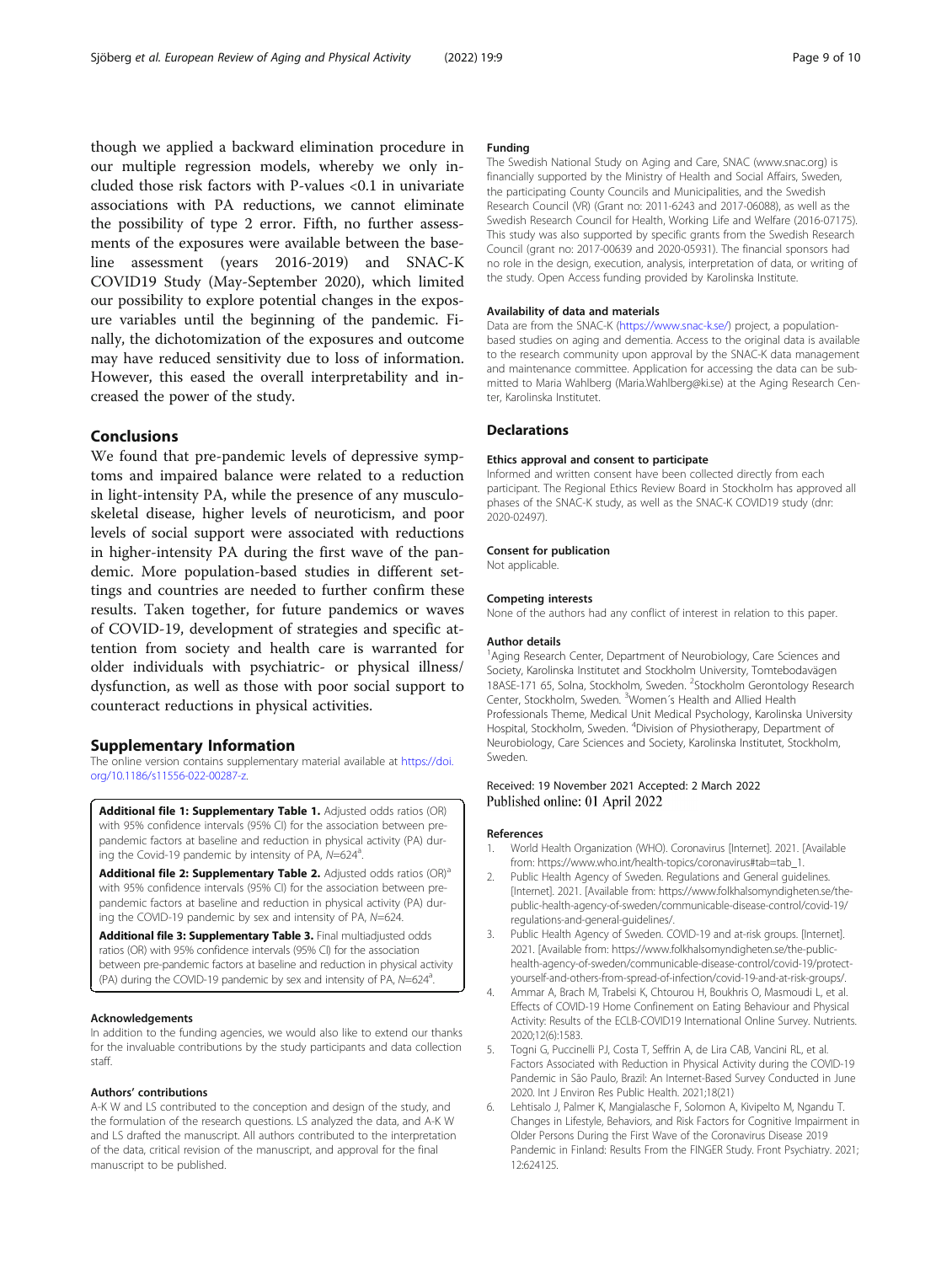though we applied a backward elimination procedure in our multiple regression models, whereby we only included those risk factors with P-values <0.1 in univariate associations with PA reductions, we cannot eliminate the possibility of type 2 error. Fifth, no further assessments of the exposures were available between the baseline assessment (years 2016-2019) and SNAC-K COVID19 Study (May-September 2020), which limited our possibility to explore potential changes in the exposure variables until the beginning of the pandemic. Finally, the dichotomization of the exposures and outcome may have reduced sensitivity due to loss of information. However, this eased the overall interpretability and increased the power of the study.

## Conclusions

We found that pre-pandemic levels of depressive symptoms and impaired balance were related to a reduction in light-intensity PA, while the presence of any musculoskeletal disease, higher levels of neuroticism, and poor levels of social support were associated with reductions in higher-intensity PA during the first wave of the pandemic. More population-based studies in different settings and countries are needed to further confirm these results. Taken together, for future pandemics or waves of COVID-19, development of strategies and specific attention from society and health care is warranted for older individuals with psychiatric- or physical illness/dysfunction, as well as those with poor social support to counteract reductions in physical activities.

## Supplementary Information

The online version contains supplementary material available at https://doi.org/10.1186/s11556-022-00287-z.

**Additional file 1: Supplementary Table 1.** Adjusted odds ratios (OR) with 95% confidence intervals (95% CI) for the association between pre-pandemic factors at baseline and reduction in physical activity (PA) during the Covid-19 pandemic by intensity of PA, *N*=624[a].

**Additional file 2: Supplementary Table 2.** Adjusted odds ratios (OR)[a] with 95% confidence intervals (95% CI) for the association between pre-pandemic factors at baseline and reduction in physical activity (PA) during the COVID-19 pandemic by sex and intensity of PA, *N*=624.

**Additional file 3: Supplementary Table 3.** Final multiadjusted odds ratios (OR) with 95% confidence intervals (95% CI) for the association between pre-pandemic factors at baseline and reduction in physical activity (PA) during the COVID-19 pandemic by sex and intensity of PA, *N*=624[a].

### Acknowledgements

In addition to the funding agencies, we would also like to extend our thanks for the invaluable contributions by the study participants and data collection staff.

### Authors' contributions

A-K W and LS contributed to the conception and design of the study, and the formulation of the research questions. LS analyzed the data, and A-K W and LS drafted the manuscript. All authors contributed to the interpretation of the data, critical revision of the manuscript, and approval for the final manuscript to be published.

### Funding

The Swedish National Study on Aging and Care, SNAC (www.snac.org) is financially supported by the Ministry of Health and Social Affairs, Sweden, the participating County Councils and Municipalities, and the Swedish Research Council (VR) (Grant no: 2011-6243 and 2017-06088), as well as the Swedish Research Council for Health, Working Life and Welfare (2016-07175). This study was also supported by specific grants from the Swedish Research Council (grant no: 2017-00639 and 2020-05931). The financial sponsors had no role in the design, execution, analysis, interpretation of data, or writing of the study. Open Access funding provided by Karolinska Institute.

### Availability of data and materials

Data are from the SNAC-K (https://www.snac-k.se/) project, a population-based studies on aging and dementia. Access to the original data is available to the research community upon approval by the SNAC-K data management and maintenance committee. Application for accessing the data can be submitted to Maria Wahlberg (Maria.Wahlberg@ki.se) at the Aging Research Center, Karolinska Institutet.

## Declarations

### Ethics approval and consent to participate

Informed and written consent have been collected directly from each participant. The Regional Ethics Review Board in Stockholm has approved all phases of the SNAC-K study, as well as the SNAC-K COVID19 study (dnr: 2020-02497).

### Consent for publication

Not applicable.

### Competing interests

None of the authors had any conflict of interest in relation to this paper.

### Author details

[1]Aging Research Center, Department of Neurobiology, Care Sciences and Society, Karolinska Institutet and Stockholm University, Tomtebodavägen 18ASE-171 65, Solna, Stockholm, Sweden. [2]Stockholm Gerontology Research Center, Stockholm, Sweden. [3]Women´s Health and Allied Health Professionals Theme, Medical Unit Medical Psychology, Karolinska University Hospital, Stockholm, Sweden. [4]Division of Physiotherapy, Department of Neurobiology, Care Sciences and Society, Karolinska Institutet, Stockholm, Sweden.

Received: 19 November 2021 Accepted: 2 March 2022
Published online: 01 April 2022

### References

1. World Health Organization (WHO). Coronavirus [Internet]. 2021. [Available from: https://www.who.int/health-topics/coronavirus#tab=tab_1.
2. Public Health Agency of Sweden. Regulations and General guidelines. [Internet]. 2021. [Available from: https://www.folkhalsomyndigheten.se/the-public-health-agency-of-sweden/communicable-disease-control/covid-19/regulations-and-general-guidelines/.
3. Public Health Agency of Sweden. COVID-19 and at-risk groups. [Internet]. 2021. [Available from: https://www.folkhalsomyndigheten.se/the-public-health-agency-of-sweden/communicable-disease-control/covid-19/protect-yourself-and-others-from-spread-of-infection/covid-19-and-at-risk-groups/.
4. Ammar A, Brach M, Trabelsi K, Chtourou H, Boukhris O, Masmoudi L, et al. Effects of COVID-19 Home Confinement on Eating Behaviour and Physical Activity: Results of the ECLB-COVID19 International Online Survey. Nutrients. 2020;12(6):1583.
5. Togni G, Puccinelli PJ, Costa T, Seffrin A, de Lira CAB, Vancini RL, et al. Factors Associated with Reduction in Physical Activity during the COVID-19 Pandemic in São Paulo, Brazil: An Internet-Based Survey Conducted in June 2020. Int J Environ Res Public Health. 2021;18(21)
6. Lehtisalo J, Palmer K, Mangialasche F, Solomon A, Kivipelto M, Ngandu T. Changes in Lifestyle, Behaviors, and Risk Factors for Cognitive Impairment in Older Persons During the First Wave of the Coronavirus Disease 2019 Pandemic in Finland: Results From the FINGER Study. Front Psychiatry. 2021; 12:624125.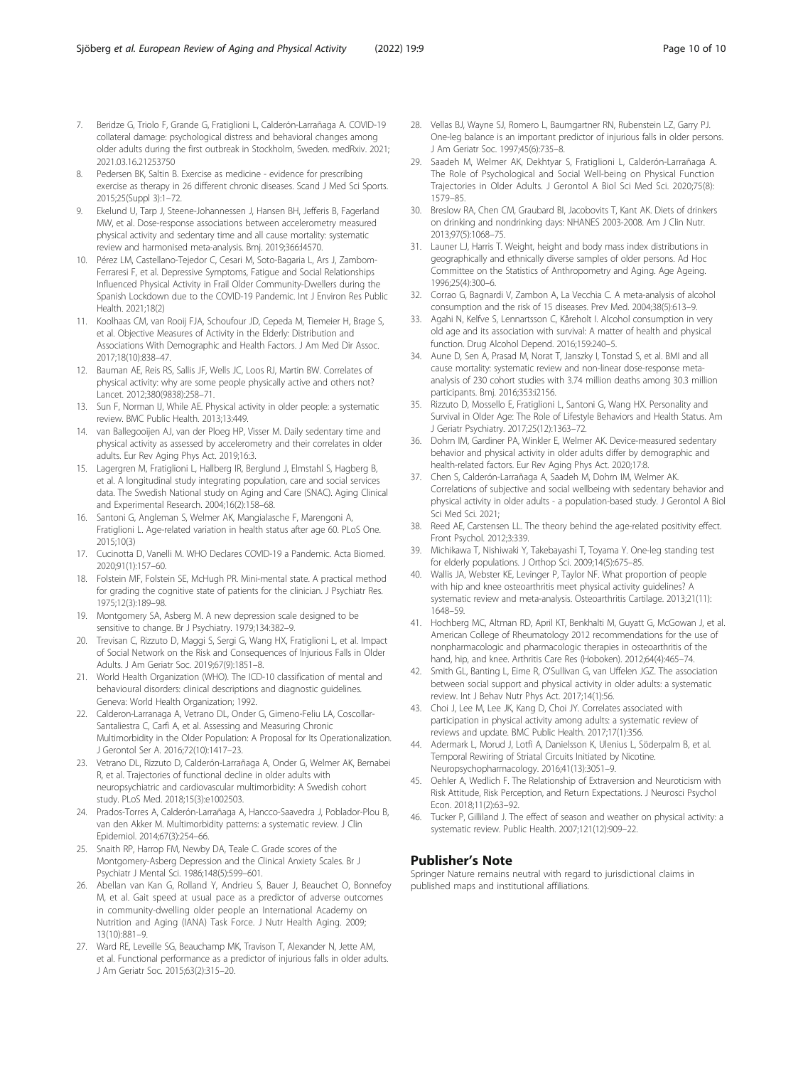7. Beridze G, Triolo F, Grande G, Fratiglioni L, Calderón-Larrañaga A. COVID-19 collateral damage: psychological distress and behavioral changes among older adults during the first outbreak in Stockholm, Sweden. medRxiv. 2021; 2021.03.16.21253750
8. Pedersen BK, Saltin B. Exercise as medicine - evidence for prescribing exercise as therapy in 26 different chronic diseases. Scand J Med Sci Sports. 2015;25(Suppl 3):1–72.
9. Ekelund U, Tarp J, Steene-Johannessen J, Hansen BH, Jefferis B, Fagerland MW, et al. Dose-response associations between accelerometry measured physical activity and sedentary time and all cause mortality: systematic review and harmonised meta-analysis. Bmj. 2019;366:l4570.
10. Pérez LM, Castellano-Tejedor C, Cesari M, Soto-Bagaria L, Ars J, Zambom-Ferraresi F, et al. Depressive Symptoms, Fatigue and Social Relationships Influenced Physical Activity in Frail Older Community-Dwellers during the Spanish Lockdown due to the COVID-19 Pandemic. Int J Environ Res Public Health. 2021;18(2)
11. Koolhaas CM, van Rooij FJA, Schoufour JD, Cepeda M, Tiemeier H, Brage S, et al. Objective Measures of Activity in the Elderly: Distribution and Associations With Demographic and Health Factors. J Am Med Dir Assoc. 2017;18(10):838–47.
12. Bauman AE, Reis RS, Sallis JF, Wells JC, Loos RJ, Martin BW. Correlates of physical activity: why are some people physically active and others not? Lancet. 2012;380(9838):258–71.
13. Sun F, Norman IJ, While AE. Physical activity in older people: a systematic review. BMC Public Health. 2013;13:449.
14. van Ballegooijen AJ, van der Ploeg HP, Visser M. Daily sedentary time and physical activity as assessed by accelerometry and their correlates in older adults. Eur Rev Aging Phys Act. 2019;16:3.
15. Lagergren M, Fratiglioni L, Hallberg IR, Berglund J, Elmstahl S, Hagberg B, et al. A longitudinal study integrating population, care and social services data. The Swedish National study on Aging and Care (SNAC). Aging Clinical and Experimental Research. 2004;16(2):158–68.
16. Santoni G, Angleman S, Welmer AK, Mangialasche F, Marengoni A, Fratiglioni L. Age-related variation in health status after age 60. PLoS One. 2015;10(3)
17. Cucinotta D, Vanelli M. WHO Declares COVID-19 a Pandemic. Acta Biomed. 2020;91(1):157–60.
18. Folstein MF, Folstein SE, McHugh PR. Mini-mental state. A practical method for grading the cognitive state of patients for the clinician. J Psychiatr Res. 1975;12(3):189–98.
19. Montgomery SA, Asberg M. A new depression scale designed to be sensitive to change. Br J Psychiatry. 1979;134:382–9.
20. Trevisan C, Rizzuto D, Maggi S, Sergi G, Wang HX, Fratiglioni L, et al. Impact of Social Network on the Risk and Consequences of Injurious Falls in Older Adults. J Am Geriatr Soc. 2019;67(9):1851–8.
21. World Health Organization (WHO). The ICD-10 classification of mental and behavioural disorders: clinical descriptions and diagnostic guidelines. Geneva: World Health Organization; 1992.
22. Calderon-Larranaga A, Vetrano DL, Onder G, Gimeno-Feliu LA, Coscollar-Santaliestra C, Carfi A, et al. Assessing and Measuring Chronic Multimorbidity in the Older Population: A Proposal for Its Operationalization. J Gerontol Ser A. 2016;72(10):1417–23.
23. Vetrano DL, Rizzuto D, Calderón-Larrañaga A, Onder G, Welmer AK, Bernabei R, et al. Trajectories of functional decline in older adults with neuropsychiatric and cardiovascular multimorbidity: A Swedish cohort study. PLoS Med. 2018;15(3):e1002503.
24. Prados-Torres A, Calderón-Larrañaga A, Hancco-Saavedra J, Poblador-Plou B, van den Akker M. Multimorbidity patterns: a systematic review. J Clin Epidemiol. 2014;67(3):254–66.
25. Snaith RP, Harrop FM, Newby DA, Teale C. Grade scores of the Montgomery-Asberg Depression and the Clinical Anxiety Scales. Br J Psychiatr J Mental Sci. 1986;148(5):599–601.
26. Abellan van Kan G, Rolland Y, Andrieu S, Bauer J, Beauchet O, Bonnefoy M, et al. Gait speed at usual pace as a predictor of adverse outcomes in community-dwelling older people an International Academy on Nutrition and Aging (IANA) Task Force. J Nutr Health Aging. 2009; 13(10):881–9.
27. Ward RE, Leveille SG, Beauchamp MK, Travison T, Alexander N, Jette AM, et al. Functional performance as a predictor of injurious falls in older adults. J Am Geriatr Soc. 2015;63(2):315–20.
28. Vellas BJ, Wayne SJ, Romero L, Baumgartner RN, Rubenstein LZ, Garry PJ. One-leg balance is an important predictor of injurious falls in older persons. J Am Geriatr Soc. 1997;45(6):735–8.
29. Saadeh M, Welmer AK, Dekhtyar S, Fratiglioni L, Calderón-Larrañaga A. The Role of Psychological and Social Well-being on Physical Function Trajectories in Older Adults. J Gerontol A Biol Sci Med Sci. 2020;75(8): 1579–85.
30. Breslow RA, Chen CM, Graubard BI, Jacobovits T, Kant AK. Diets of drinkers on drinking and nondrinking days: NHANES 2003-2008. Am J Clin Nutr. 2013;97(5):1068–75.
31. Launer LJ, Harris T. Weight, height and body mass index distributions in geographically and ethnically diverse samples of older persons. Ad Hoc Committee on the Statistics of Anthropometry and Aging. Age Ageing. 1996;25(4):300–6.
32. Corrao G, Bagnardi V, Zambon A, La Vecchia C. A meta-analysis of alcohol consumption and the risk of 15 diseases. Prev Med. 2004;38(5):613–9.
33. Agahi N, Kelfve S, Lennartsson C, Kåreholt I. Alcohol consumption in very old age and its association with survival: A matter of health and physical function. Drug Alcohol Depend. 2016;159:240–5.
34. Aune D, Sen A, Prasad M, Norat T, Janszky I, Tonstad S, et al. BMI and all cause mortality: systematic review and non-linear dose-response meta-analysis of 230 cohort studies with 3.74 million deaths among 30.3 million participants. Bmj. 2016;353:i2156.
35. Rizzuto D, Mossello E, Fratiglioni L, Santoni G, Wang HX. Personality and Survival in Older Age: The Role of Lifestyle Behaviors and Health Status. Am J Geriatr Psychiatry. 2017;25(12):1363–72.
36. Dohrn IM, Gardiner PA, Winkler E, Welmer AK. Device-measured sedentary behavior and physical activity in older adults differ by demographic and health-related factors. Eur Rev Aging Phys Act. 2020;17:8.
37. Chen S, Calderón-Larrañaga A, Saadeh M, Dohrn IM, Welmer AK. Correlations of subjective and social wellbeing with sedentary behavior and physical activity in older adults - a population-based study. J Gerontol A Biol Sci Med Sci. 2021;
38. Reed AE, Carstensen LL. The theory behind the age-related positivity effect. Front Psychol. 2012;3:339.
39. Michikawa T, Nishiwaki Y, Takebayashi T, Toyama Y. One-leg standing test for elderly populations. J Orthop Sci. 2009;14(5):675–85.
40. Wallis JA, Webster KE, Levinger P, Taylor NF. What proportion of people with hip and knee osteoarthritis meet physical activity guidelines? A systematic review and meta-analysis. Osteoarthritis Cartilage. 2013;21(11): 1648–59.
41. Hochberg MC, Altman RD, April KT, Benkhalti M, Guyatt G, McGowan J, et al. American College of Rheumatology 2012 recommendations for the use of nonpharmacologic and pharmacologic therapies in osteoarthritis of the hand, hip, and knee. Arthritis Care Res (Hoboken). 2012;64(4):465–74.
42. Smith GL, Banting L, Eime R, O'Sullivan G, van Uffelen JGZ. The association between social support and physical activity in older adults: a systematic review. Int J Behav Nutr Phys Act. 2017;14(1):56.
43. Choi J, Lee M, Lee JK, Kang D, Choi JY. Correlates associated with participation in physical activity among adults: a systematic review of reviews and update. BMC Public Health. 2017;17(1):356.
44. Adermark L, Morud J, Lotfi A, Danielsson K, Ulenius L, Söderpalm B, et al. Temporal Rewiring of Striatal Circuits Initiated by Nicotine. Neuropsychopharmacology. 2016;41(13):3051–9.
45. Oehler A, Wedlich F. The Relationship of Extraversion and Neuroticism with Risk Attitude, Risk Perception, and Return Expectations. J Neurosci Psychol Econ. 2018;11(2):63–92.
46. Tucker P, Gilliland J. The effect of season and weather on physical activity: a systematic review. Public Health. 2007;121(12):909–22.

## Publisher's Note

Springer Nature remains neutral with regard to jurisdictional claims in published maps and institutional affiliations.